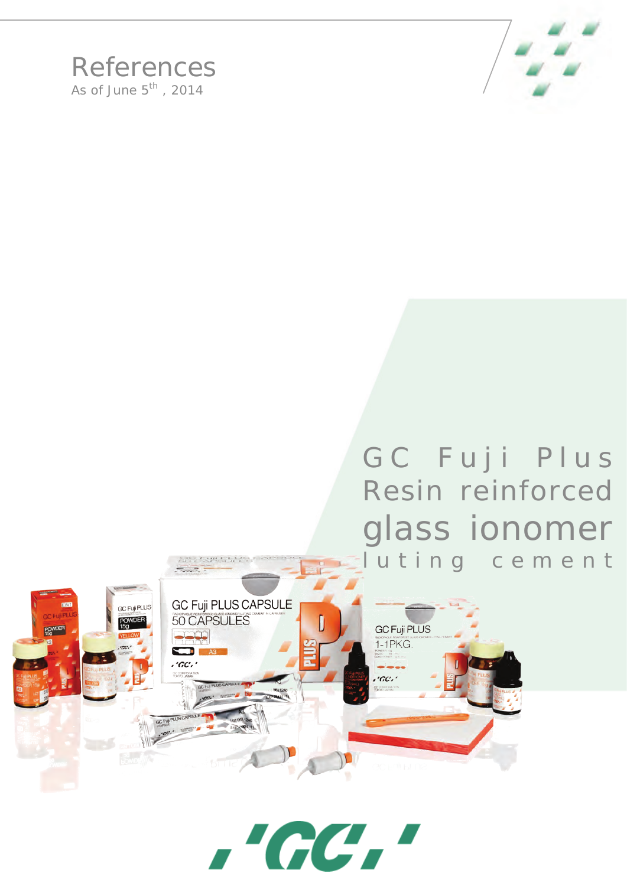# References

As of June 5th , 2014

## GC Fuji Plus Resin reinforced glass ionomer luting cement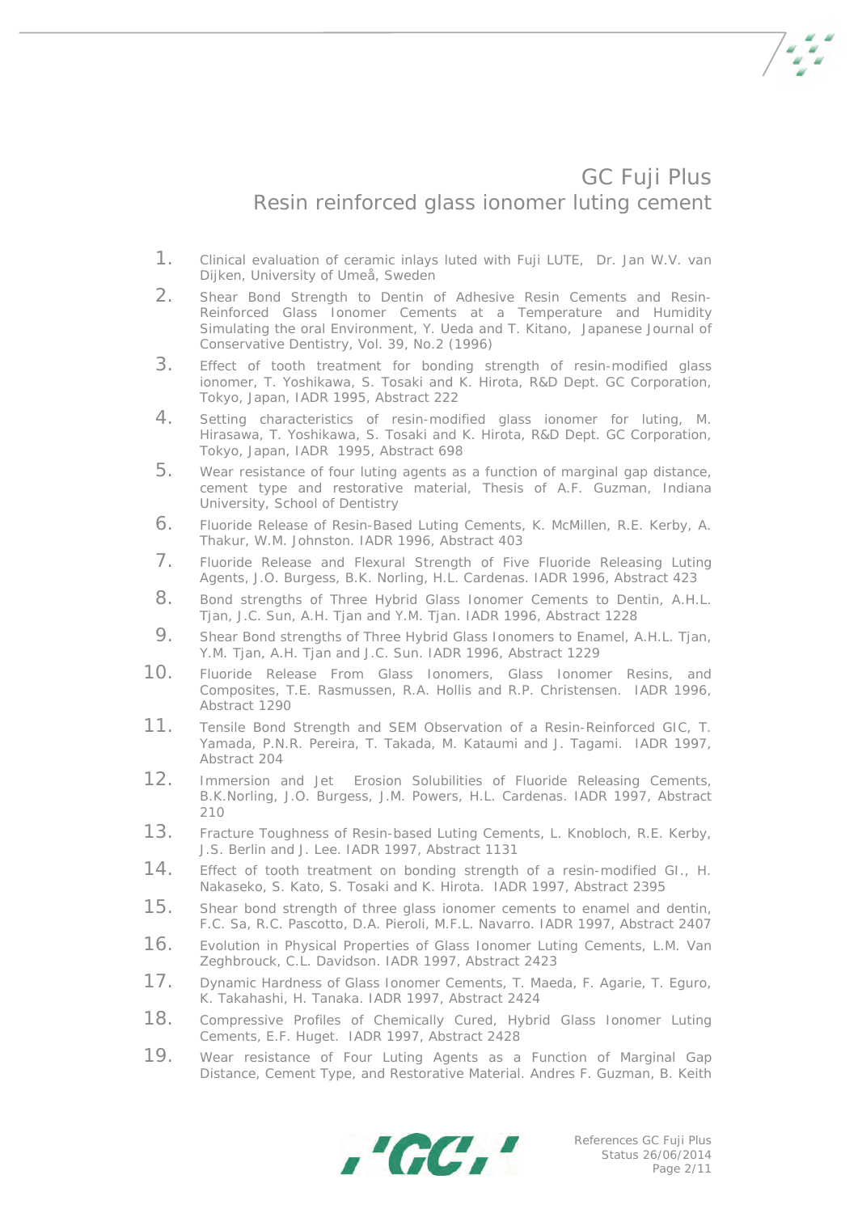# GC Fuji Plus
## Resin reinforced glass ionomer luting cement

1. Clinical evaluation of ceramic inlays luted with Fuji LUTE, Dr. Jan W.V. van Dijken, University of Umeå, Sweden
2. Shear Bond Strength to Dentin of Adhesive Resin Cements and Resin-Reinforced Glass Ionomer Cements at a Temperature and Humidity Simulating the oral Environment, Y. Ueda and T. Kitano, Japanese Journal of Conservative Dentistry, Vol. 39, No.2 (1996)
3. Effect of tooth treatment for bonding strength of resin-modified glass ionomer, T. Yoshikawa, S. Tosaki and K. Hirota, R&D Dept. GC Corporation, Tokyo, Japan, IADR 1995, Abstract 222
4. Setting characteristics of resin-modified glass ionomer for luting, M. Hirasawa, T. Yoshikawa, S. Tosaki and K. Hirota, R&D Dept. GC Corporation, Tokyo, Japan, IADR 1995, Abstract 698
5. Wear resistance of four luting agents as a function of marginal gap distance, cement type and restorative material, Thesis of A.F. Guzman, Indiana University, School of Dentistry
6. Fluoride Release of Resin-Based Luting Cements, K. McMillen, R.E. Kerby, A. Thakur, W.M. Johnston. IADR 1996, Abstract 403
7. Fluoride Release and Flexural Strength of Five Fluoride Releasing Luting Agents, J.O. Burgess, B.K. Norling, H.L. Cardenas. IADR 1996, Abstract 423
8. Bond strengths of Three Hybrid Glass Ionomer Cements to Dentin, A.H.L. Tjan, J.C. Sun, A.H. Tjan and Y.M. Tjan. IADR 1996, Abstract 1228
9. Shear Bond strengths of Three Hybrid Glass Ionomers to Enamel, A.H.L. Tjan, Y.M. Tjan, A.H. Tjan and J.C. Sun. IADR 1996, Abstract 1229
10. Fluoride Release From Glass Ionomers, Glass Ionomer Resins, and Composites, T.E. Rasmussen, R.A. Hollis and R.P. Christensen. IADR 1996, Abstract 1290
11. Tensile Bond Strength and SEM Observation of a Resin-Reinforced GIC, T. Yamada, P.N.R. Pereira, T. Takada, M. Kataumi and J. Tagami. IADR 1997, Abstract 204
12. Immersion and Jet Erosion Solubilities of Fluoride Releasing Cements, B.K.Norling, J.O. Burgess, J.M. Powers, H.L. Cardenas. IADR 1997, Abstract 210
13. Fracture Toughness of Resin-based Luting Cements, L. Knobloch, R.E. Kerby, J.S. Berlin and J. Lee. IADR 1997, Abstract 1131
14. Effect of tooth treatment on bonding strength of a resin-modified GI., H. Nakaseko, S. Kato, S. Tosaki and K. Hirota. IADR 1997, Abstract 2395
15. Shear bond strength of three glass ionomer cements to enamel and dentin, F.C. Sa, R.C. Pascotto, D.A. Pieroli, M.F.L. Navarro. IADR 1997, Abstract 2407
16. Evolution in Physical Properties of Glass Ionomer Luting Cements, L.M. Van Zeghbrouck, C.L. Davidson. IADR 1997, Abstract 2423
17. Dynamic Hardness of Glass Ionomer Cements, T. Maeda, F. Agarie, T. Eguro, K. Takahashi, H. Tanaka. IADR 1997, Abstract 2424
18. Compressive Profiles of Chemically Cured, Hybrid Glass Ionomer Luting Cements, E.F. Huget. IADR 1997, Abstract 2428
19. Wear resistance of Four Luting Agents as a Function of Marginal Gap Distance, Cement Type, and Restorative Material. Andres F. Guzman, B. Keith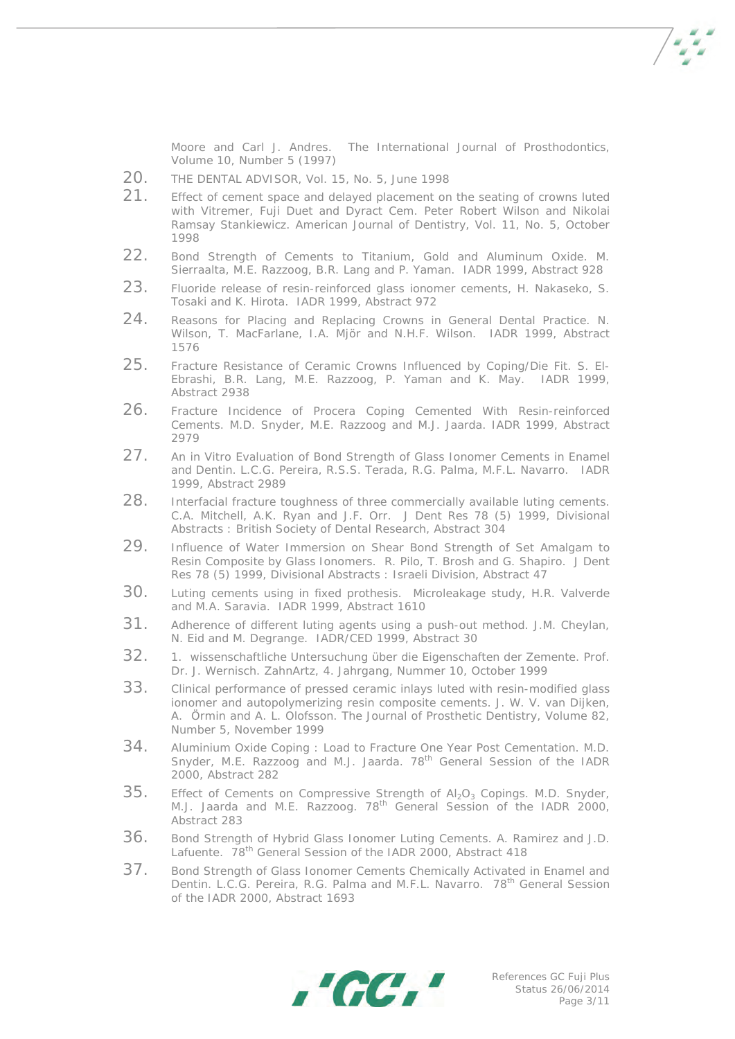Moore and Carl J. Andres. The International Journal of Prosthodontics, Volume 10, Number 5 (1997)

20. THE DENTAL ADVISOR, Vol. 15, No. 5, June 1998
21. Effect of cement space and delayed placement on the seating of crowns luted with Vitremer, Fuji Duet and Dyract Cem. Peter Robert Wilson and Nikolai Ramsay Stankiewicz. American Journal of Dentistry, Vol. 11, No. 5, October 1998
22. Bond Strength of Cements to Titanium, Gold and Aluminum Oxide. M. Sierraalta, M.E. Razzoog, B.R. Lang and P. Yaman. IADR 1999, Abstract 928
23. Fluoride release of resin-reinforced glass ionomer cements, H. Nakaseko, S. Tosaki and K. Hirota. IADR 1999, Abstract 972
24. Reasons for Placing and Replacing Crowns in General Dental Practice. N. Wilson, T. MacFarlane, I.A. Mjör and N.H.F. Wilson. IADR 1999, Abstract 1576
25. Fracture Resistance of Ceramic Crowns Influenced by Coping/Die Fit. S. El-Ebrashi, B.R. Lang, M.E. Razzoog, P. Yaman and K. May. IADR 1999, Abstract 2938
26. Fracture Incidence of Procera Coping Cemented With Resin-reinforced Cements. M.D. Snyder, M.E. Razzoog and M.J. Jaarda. IADR 1999, Abstract 2979
27. An in Vitro Evaluation of Bond Strength of Glass Ionomer Cements in Enamel and Dentin. L.C.G. Pereira, R.S.S. Terada, R.G. Palma, M.F.L. Navarro. IADR 1999, Abstract 2989
28. Interfacial fracture toughness of three commercially available luting cements. C.A. Mitchell, A.K. Ryan and J.F. Orr. J Dent Res 78 (5) 1999, Divisional Abstracts : British Society of Dental Research, Abstract 304
29. Influence of Water Immersion on Shear Bond Strength of Set Amalgam to Resin Composite by Glass Ionomers. R. Pilo, T. Brosh and G. Shapiro. J Dent Res 78 (5) 1999, Divisional Abstracts : Israeli Division, Abstract 47
30. Luting cements using in fixed prothesis. Microleakage study, H.R. Valverde and M.A. Saravia. IADR 1999, Abstract 1610
31. Adherence of different luting agents using a push-out method. J.M. Cheylan, N. Eid and M. Degrange. IADR/CED 1999, Abstract 30
32. 1. wissenschaftliche Untersuchung über die Eigenschaften der Zemente. Prof. Dr. J. Wernisch. ZahnArtz, 4. Jahrgang, Nummer 10, October 1999
33. Clinical performance of pressed ceramic inlays luted with resin-modified glass ionomer and autopolymerizing resin composite cements. J. W. V. van Dijken, A. Örmin and A. L. Olofsson. The Journal of Prosthetic Dentistry, Volume 82, Number 5, November 1999
34. Aluminium Oxide Coping : Load to Fracture One Year Post Cementation. M.D. Snyder, M.E. Razzoog and M.J. Jaarda. 78th General Session of the IADR 2000, Abstract 282
35. Effect of Cements on Compressive Strength of $Al_2O_3$ Copings. M.D. Snyder, M.J. Jaarda and M.E. Razzoog. 78th General Session of the IADR 2000, Abstract 283
36. Bond Strength of Hybrid Glass Ionomer Luting Cements. A. Ramirez and J.D. Lafuente. 78th General Session of the IADR 2000, Abstract 418
37. Bond Strength of Glass Ionomer Cements Chemically Activated in Enamel and Dentin. L.C.G. Pereira, R.G. Palma and M.F.L. Navarro. 78th General Session of the IADR 2000, Abstract 1693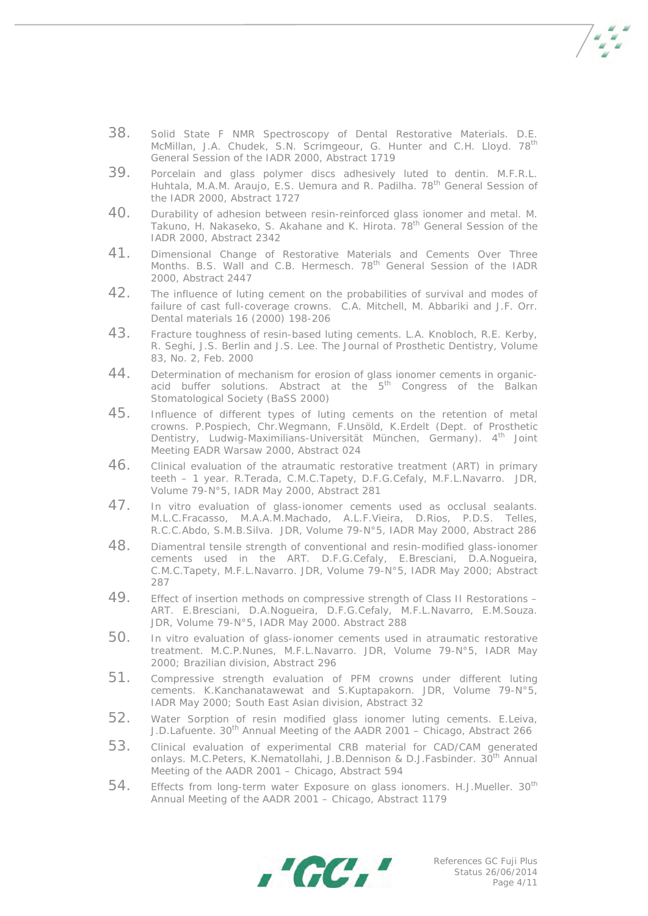38. Solid State F NMR Spectroscopy of Dental Restorative Materials. D.E. McMillan, J.A. Chudek, S.N. Scrimgeour, G. Hunter and C.H. Lloyd. 78th General Session of the IADR 2000, Abstract 1719
39. Porcelain and glass polymer discs adhesively luted to dentin. M.F.R.L. Huhtala, M.A.M. Araujo, E.S. Uemura and R. Padilha. 78th General Session of the IADR 2000, Abstract 1727
40. Durability of adhesion between resin-reinforced glass ionomer and metal. M. Takuno, H. Nakaseko, S. Akahane and K. Hirota. 78th General Session of the IADR 2000, Abstract 2342
41. Dimensional Change of Restorative Materials and Cements Over Three Months. B.S. Wall and C.B. Hermesch. 78th General Session of the IADR 2000, Abstract 2447
42. The influence of luting cement on the probabilities of survival and modes of failure of cast full-coverage crowns. C.A. Mitchell, M. Abbariki and J.F. Orr. Dental materials 16 (2000) 198-206
43. Fracture toughness of resin-based luting cements. L.A. Knobloch, R.E. Kerby, R. Seghi, J.S. Berlin and J.S. Lee. The Journal of Prosthetic Dentistry, Volume 83, No. 2, Feb. 2000
44. Determination of mechanism for erosion of glass ionomer cements in organic-acid buffer solutions. Abstract at the 5th Congress of the Balkan Stomatological Society (BaSS 2000)
45. Influence of different types of luting cements on the retention of metal crowns. P.Pospiech, Chr.Wegmann, F.Unsöld, K.Erdelt (Dept. of Prosthetic Dentistry, Ludwig-Maximilians-Universität München, Germany). 4th Joint Meeting EADR Warsaw 2000, Abstract 024
46. Clinical evaluation of the atraumatic restorative treatment (ART) in primary teeth – 1 year. R.Terada, C.M.C.Tapety, D.F.G.Cefaly, M.F.L.Navarro. JDR, Volume 79-N°5, IADR May 2000, Abstract 281
47. In vitro evaluation of glass-ionomer cements used as occlusal sealants. M.L.C.Fracasso, M.A.A.M.Machado, A.L.F.Vieira, D.Rios, P.D.S. Telles, R.C.C.Abdo, S.M.B.Silva. JDR, Volume 79-N°5, IADR May 2000, Abstract 286
48. Diamentral tensile strength of conventional and resin-modified glass-ionomer cements used in the ART. D.F.G.Cefaly, E.Bresciani, D.A.Nogueira, C.M.C.Tapety, M.F.L.Navarro. JDR, Volume 79-N°5, IADR May 2000; Abstract 287
49. Effect of insertion methods on compressive strength of Class II Restorations – ART. E.Bresciani, D.A.Nogueira, D.F.G.Cefaly, M.F.L.Navarro, E.M.Souza. JDR, Volume 79-N°5, IADR May 2000. Abstract 288
50. In vitro evaluation of glass-ionomer cements used in atraumatic restorative treatment. M.C.P.Nunes, M.F.L.Navarro. JDR, Volume 79-N°5, IADR May 2000; Brazilian division, Abstract 296
51. Compressive strength evaluation of PFM crowns under different luting cements. K.Kanchanatawewat and S.Kuptapakorn. JDR, Volume 79-N°5, IADR May 2000; South East Asian division, Abstract 32
52. Water Sorption of resin modified glass ionomer luting cements. E.Leiva, J.D.Lafuente. 30th Annual Meeting of the AADR 2001 – Chicago, Abstract 266
53. Clinical evaluation of experimental CRB material for CAD/CAM generated onlays. M.C.Peters, K.Nematollahi, J.B.Dennison & D.J.Fasbinder. 30th Annual Meeting of the AADR 2001 – Chicago, Abstract 594
54. Effects from long-term water Exposure on glass ionomers. H.J.Mueller. 30th Annual Meeting of the AADR 2001 – Chicago, Abstract 1179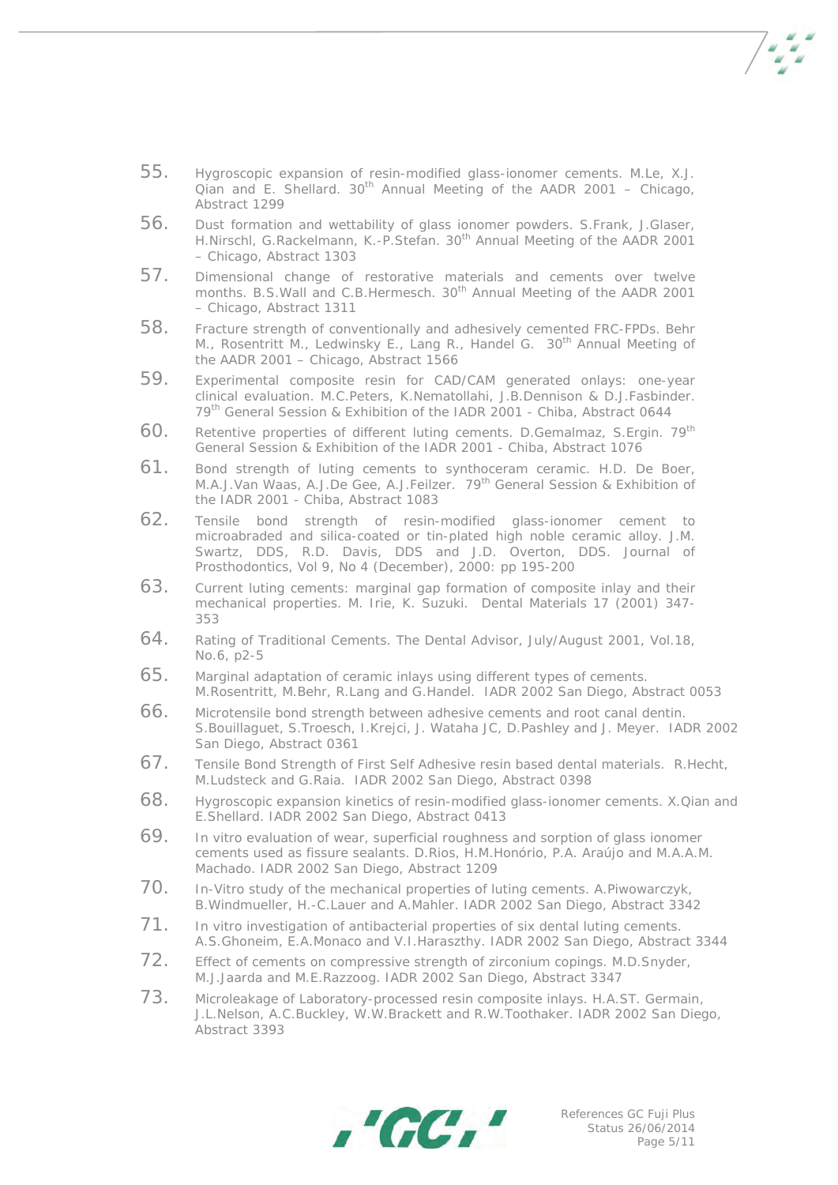55. Hygroscopic expansion of resin-modified glass-ionomer cements. M.Le, X.J. Qian and E. Shellard. 30th Annual Meeting of the AADR 2001 – Chicago, Abstract 1299
56. Dust formation and wettability of glass ionomer powders. S.Frank, J.Glaser, H.Nirschl, G.Rackelmann, K.-P.Stefan. 30th Annual Meeting of the AADR 2001 – Chicago, Abstract 1303
57. Dimensional change of restorative materials and cements over twelve months. B.S.Wall and C.B.Hermesch. 30th Annual Meeting of the AADR 2001 – Chicago, Abstract 1311
58. Fracture strength of conventionally and adhesively cemented FRC-FPDs. Behr M., Rosentritt M., Ledwinsky E., Lang R., Handel G. 30th Annual Meeting of the AADR 2001 – Chicago, Abstract 1566
59. Experimental composite resin for CAD/CAM generated onlays: one-year clinical evaluation. M.C.Peters, K.Nematollahi, J.B.Dennison & D.J.Fasbinder. 79th General Session & Exhibition of the IADR 2001 - Chiba, Abstract 0644
60. Retentive properties of different luting cements. D.Gemalmaz, S.Ergin. 79th General Session & Exhibition of the IADR 2001 - Chiba, Abstract 1076
61. Bond strength of luting cements to synthoceram ceramic. H.D. De Boer, M.A.J.Van Waas, A.J.De Gee, A.J.Feilzer. 79th General Session & Exhibition of the IADR 2001 - Chiba, Abstract 1083
62. Tensile bond strength of resin-modified glass-ionomer cement to microabraded and silica-coated or tin-plated high noble ceramic alloy. J.M. Swartz, DDS, R.D. Davis, DDS and J.D. Overton, DDS. Journal of Prosthodontics, Vol 9, No 4 (December), 2000: pp 195-200
63. Current luting cements: marginal gap formation of composite inlay and their mechanical properties. M. Irie, K. Suzuki. Dental Materials 17 (2001) 347-353
64. Rating of Traditional Cements. The Dental Advisor, July/August 2001, Vol.18, No.6, p2-5
65. Marginal adaptation of ceramic inlays using different types of cements. M.Rosentritt, M.Behr, R.Lang and G.Handel. IADR 2002 San Diego, Abstract 0053
66. Microtensile bond strength between adhesive cements and root canal dentin. S.Bouillaguet, S.Troesch, I.Krejci, J. Wataha JC, D.Pashley and J. Meyer. IADR 2002 San Diego, Abstract 0361
67. Tensile Bond Strength of First Self Adhesive resin based dental materials. R.Hecht, M.Ludsteck and G.Raia. IADR 2002 San Diego, Abstract 0398
68. Hygroscopic expansion kinetics of resin-modified glass-ionomer cements. X.Qian and E.Shellard. IADR 2002 San Diego, Abstract 0413
69. In vitro evaluation of wear, superficial roughness and sorption of glass ionomer cements used as fissure sealants. D.Rios, H.M.Honório, P.A. Araújo and M.A.A.M. Machado. IADR 2002 San Diego, Abstract 1209
70. In-Vitro study of the mechanical properties of luting cements. A.Piwowarczyk, B.Windmueller, H.-C.Lauer and A.Mahler. IADR 2002 San Diego, Abstract 3342
71. In vitro investigation of antibacterial properties of six dental luting cements. A.S.Ghoneim, E.A.Monaco and V.I.Haraszthy. IADR 2002 San Diego, Abstract 3344
72. Effect of cements on compressive strength of zirconium copings. M.D.Snyder, M.J.Jaarda and M.E.Razzoog. IADR 2002 San Diego, Abstract 3347
73. Microleakage of Laboratory-processed resin composite inlays. H.A.ST. Germain, J.L.Nelson, A.C.Buckley, W.W.Brackett and R.W.Toothaker. IADR 2002 San Diego, Abstract 3393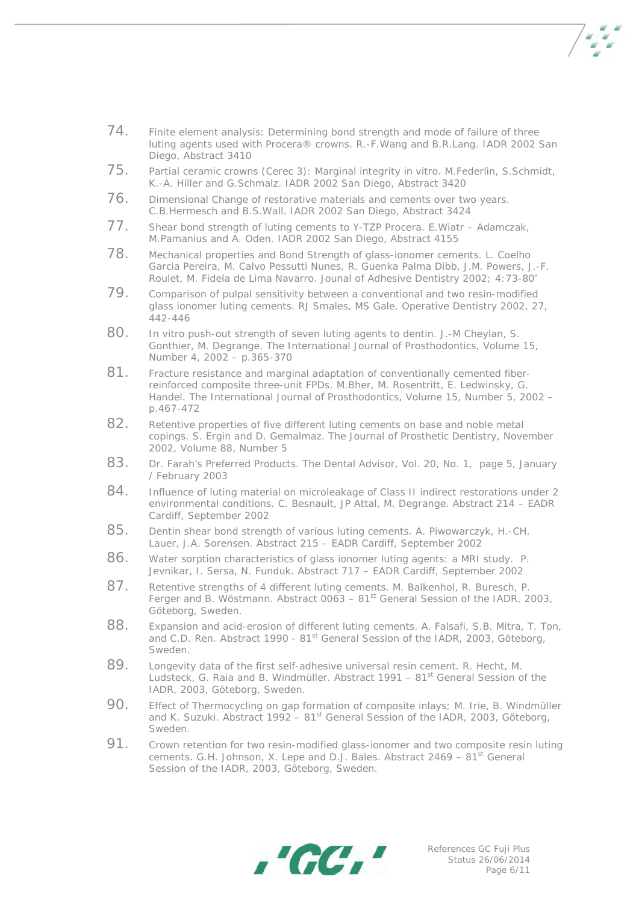74. Finite element analysis: Determining bond strength and mode of failure of three luting agents used with Procera® crowns. R.-F.Wang and B.R.Lang. IADR 2002 San Diego, Abstract 3410
75. Partial ceramic crowns (Cerec 3): Marginal integrity in vitro. M.Federlin, S.Schmidt, K.-A. Hiller and G.Schmalz. IADR 2002 San Diego, Abstract 3420
76. Dimensional Change of restorative materials and cements over two years. C.B.Hermesch and B.S.Wall. IADR 2002 San Diego, Abstract 3424
77. Shear bond strength of luting cements to Y-TZP Procera. E.Wiatr – Adamczak, M.Pamanius and A. Oden. IADR 2002 San Diego, Abstract 4155
78. Mechanical properties and Bond Strength of glass-ionomer cements. L. Coelho Garcia Pereira, M. Calvo Pessutti Nunes, R. Guenka Palma Dibb, J.M. Powers, J.-F. Roulet, M. Fidela de Lima Navarro. Jounal of Adhesive Dentistry 2002; 4:73-80'
79. Comparison of pulpal sensitivity between a conventional and two resin-modified glass ionomer luting cements. RJ Smales, MS Gale. Operative Dentistry 2002, 27, 442-446
80. In vitro push-out strength of seven luting agents to dentin. J.-M Cheylan, S. Gonthier, M. Degrange. The International Journal of Prosthodontics, Volume 15, Number 4, 2002 – p.365-370
81. Fracture resistance and marginal adaptation of conventionally cemented fiber-reinforced composite three-unit FPDs. M.Bher, M. Rosentritt, E. Ledwinsky, G. Handel. The International Journal of Prosthodontics, Volume 15, Number 5, 2002 – p.467-472
82. Retentive properties of five different luting cements on base and noble metal copings. S. Ergin and D. Gemalmaz. The Journal of Prosthetic Dentistry, November 2002, Volume 88, Number 5
83. Dr. Farah's Preferred Products. The Dental Advisor, Vol. 20, No. 1, page 5, January / February 2003
84. Influence of luting material on microleakage of Class II indirect restorations under 2 environmental conditions. C. Besnault, JP Attal, M. Degrange. Abstract 214 – EADR Cardiff, September 2002
85. Dentin shear bond strength of various luting cements. A. Piwowarczyk, H.-CH. Lauer, J.A. Sorensen. Abstract 215 – EADR Cardiff, September 2002
86. Water sorption characteristics of glass ionomer luting agents: a MRI study. P. Jevnikar, I. Sersa, N. Funduk. Abstract 717 – EADR Cardiff, September 2002
87. Retentive strengths of 4 different luting cements. M. Balkenhol, R. Buresch, P. Ferger and B. Wöstmann. Abstract 0063 – 81st General Session of the IADR, 2003, Göteborg, Sweden.
88. Expansion and acid-erosion of different luting cements. A. Falsafi, S.B. Mitra, T. Ton, and C.D. Ren. Abstract 1990 - 81st General Session of the IADR, 2003, Göteborg, Sweden.
89. Longevity data of the first self-adhesive universal resin cement. R. Hecht, M. Ludsteck, G. Raia and B. Windmüller. Abstract 1991 – 81st General Session of the IADR, 2003, Göteborg, Sweden.
90. Effect of Thermocycling on gap formation of composite inlays; M. Irie, B. Windmüller and K. Suzuki. Abstract 1992 – 81st General Session of the IADR, 2003, Göteborg, Sweden.
91. Crown retention for two resin-modified glass-ionomer and two composite resin luting cements. G.H. Johnson, X. Lepe and D.J. Bales. Abstract 2469 – 81st General Session of the IADR, 2003, Göteborg, Sweden.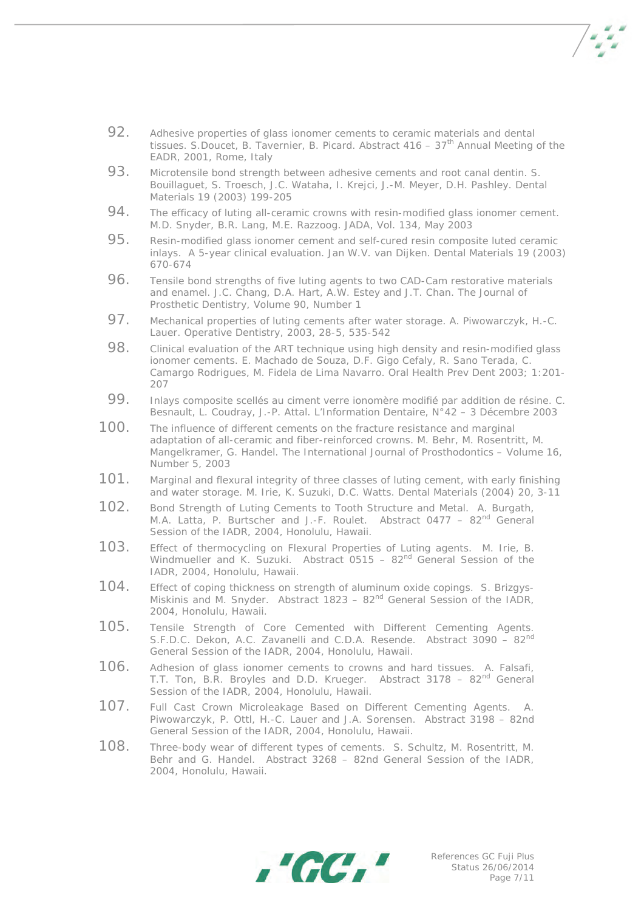92. Adhesive properties of glass ionomer cements to ceramic materials and dental tissues. S.Doucet, B. Tavernier, B. Picard. Abstract 416 – 37th Annual Meeting of the EADR, 2001, Rome, Italy
93. Microtensile bond strength between adhesive cements and root canal dentin. S. Bouillaguet, S. Troesch, J.C. Wataha, I. Krejci, J.-M. Meyer, D.H. Pashley. Dental Materials 19 (2003) 199-205
94. The efficacy of luting all-ceramic crowns with resin-modified glass ionomer cement. M.D. Snyder, B.R. Lang, M.E. Razzoog. JADA, Vol. 134, May 2003
95. Resin-modified glass ionomer cement and self-cured resin composite luted ceramic inlays. A 5-year clinical evaluation. Jan W.V. van Dijken. Dental Materials 19 (2003) 670-674
96. Tensile bond strengths of five luting agents to two CAD-Cam restorative materials and enamel. J.C. Chang, D.A. Hart, A.W. Estey and J.T. Chan. The Journal of Prosthetic Dentistry, Volume 90, Number 1
97. Mechanical properties of luting cements after water storage. A. Piwowarczyk, H.-C. Lauer. Operative Dentistry, 2003, 28-5, 535-542
98. Clinical evaluation of the ART technique using high density and resin-modified glass ionomer cements. E. Machado de Souza, D.F. Gigo Cefaly, R. Sano Terada, C. Camargo Rodrigues, M. Fidela de Lima Navarro. Oral Health Prev Dent 2003; 1:201-207
99. Inlays composite scellés au ciment verre ionomère modifié par addition de résine. C. Besnault, L. Coudray, J.-P. Attal. L'Information Dentaire, N°42 – 3 Décembre 2003
100. The influence of different cements on the fracture resistance and marginal adaptation of all-ceramic and fiber-reinforced crowns. M. Behr, M. Rosentritt, M. Mangelkramer, G. Handel. The International Journal of Prosthodontics – Volume 16, Number 5, 2003
101. Marginal and flexural integrity of three classes of luting cement, with early finishing and water storage. M. Irie, K. Suzuki, D.C. Watts. Dental Materials (2004) 20, 3-11
102. Bond Strength of Luting Cements to Tooth Structure and Metal. A. Burgath, M.A. Latta, P. Burtscher and J.-F. Roulet. Abstract 0477 – 82nd General Session of the IADR, 2004, Honolulu, Hawaii.
103. Effect of thermocycling on Flexural Properties of Luting agents. M. Irie, B. Windmueller and K. Suzuki. Abstract 0515 – 82nd General Session of the IADR, 2004, Honolulu, Hawaii.
104. Effect of coping thickness on strength of aluminum oxide copings. S. Brizgys-Miskinis and M. Snyder. Abstract 1823 – 82nd General Session of the IADR, 2004, Honolulu, Hawaii.
105. Tensile Strength of Core Cemented with Different Cementing Agents. S.F.D.C. Dekon, A.C. Zavanelli and C.D.A. Resende. Abstract 3090 – 82nd General Session of the IADR, 2004, Honolulu, Hawaii.
106. Adhesion of glass ionomer cements to crowns and hard tissues. A. Falsafi, T.T. Ton, B.R. Broyles and D.D. Krueger. Abstract 3178 – 82nd General Session of the IADR, 2004, Honolulu, Hawaii.
107. Full Cast Crown Microleakage Based on Different Cementing Agents. A. Piwowarczyk, P. Ottl, H.-C. Lauer and J.A. Sorensen. Abstract 3198 – 82nd General Session of the IADR, 2004, Honolulu, Hawaii.
108. Three-body wear of different types of cements. S. Schultz, M. Rosentritt, M. Behr and G. Handel. Abstract 3268 – 82nd General Session of the IADR, 2004, Honolulu, Hawaii.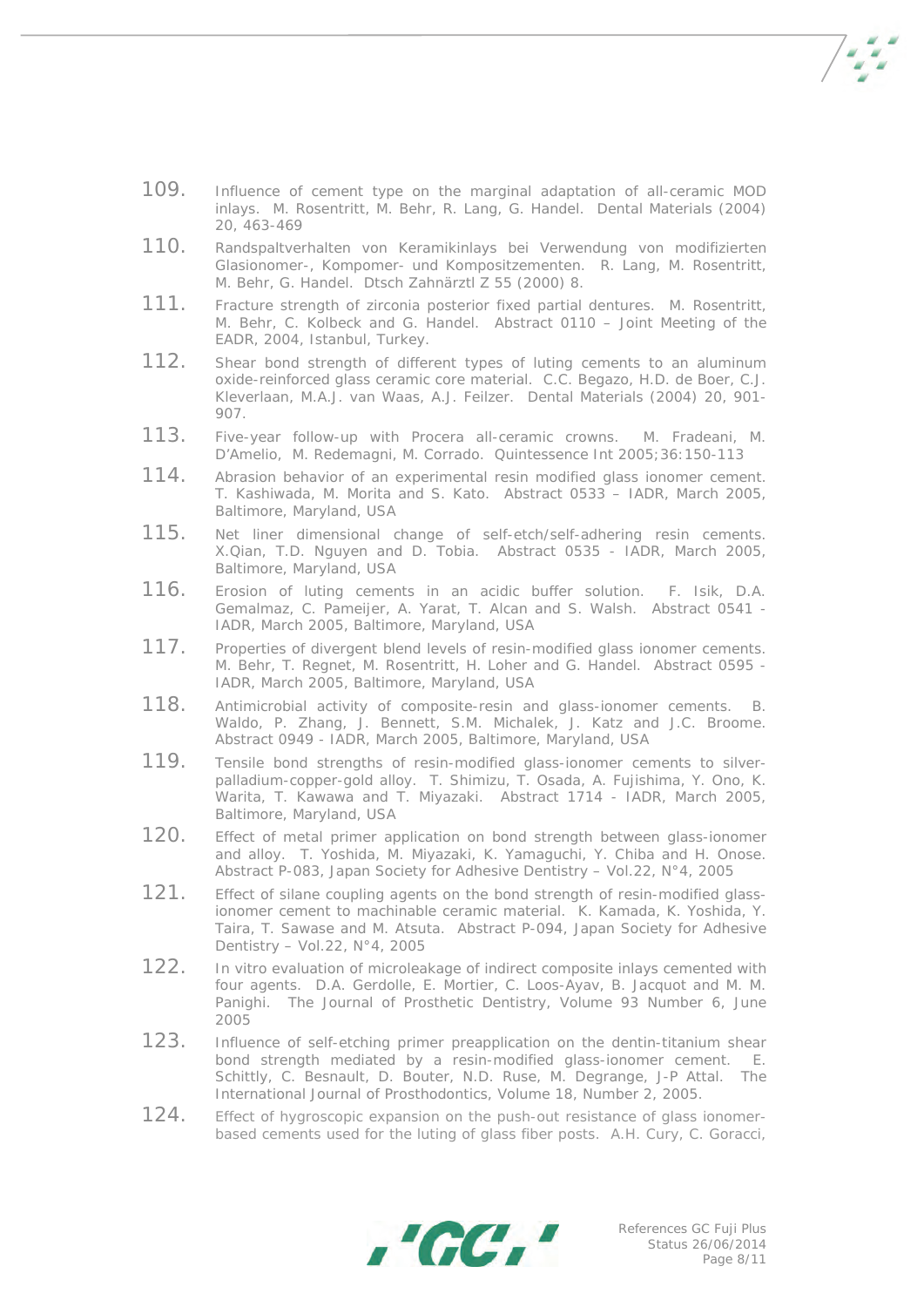109. Influence of cement type on the marginal adaptation of all-ceramic MOD inlays. M. Rosentritt, M. Behr, R. Lang, G. Handel. Dental Materials (2004) 20, 463-469

110. Randspaltverhalten von Keramikinlays bei Verwendung von modifizierten Glasionomer-, Kompomer- und Kompositzementen. R. Lang, M. Rosentritt, M. Behr, G. Handel. Dtsch Zahnärztl Z 55 (2000) 8.

111. Fracture strength of zirconia posterior fixed partial dentures. M. Rosentritt, M. Behr, C. Kolbeck and G. Handel. Abstract 0110 – Joint Meeting of the EADR, 2004, Istanbul, Turkey.

112. Shear bond strength of different types of luting cements to an aluminum oxide-reinforced glass ceramic core material. C.C. Begazo, H.D. de Boer, C.J. Kleverlaan, M.A.J. van Waas, A.J. Feilzer. Dental Materials (2004) 20, 901-907.

113. Five-year follow-up with Procera all-ceramic crowns. M. Fradeani, M. D'Amelio, M. Redemagni, M. Corrado. Quintessence Int 2005;36:150-113

114. Abrasion behavior of an experimental resin modified glass ionomer cement. T. Kashiwada, M. Morita and S. Kato. Abstract 0533 – IADR, March 2005, Baltimore, Maryland, USA

115. Net liner dimensional change of self-etch/self-adhering resin cements. X.Qian, T.D. Nguyen and D. Tobia. Abstract 0535 - IADR, March 2005, Baltimore, Maryland, USA

116. Erosion of luting cements in an acidic buffer solution. F. Isik, D.A. Gemalmaz, C. Pameijer, A. Yarat, T. Alcan and S. Walsh. Abstract 0541 - IADR, March 2005, Baltimore, Maryland, USA

117. Properties of divergent blend levels of resin-modified glass ionomer cements. M. Behr, T. Regnet, M. Rosentritt, H. Loher and G. Handel. Abstract 0595 - IADR, March 2005, Baltimore, Maryland, USA

118. Antimicrobial activity of composite-resin and glass-ionomer cements. B. Waldo, P. Zhang, J. Bennett, S.M. Michalek, J. Katz and J.C. Broome. Abstract 0949 - IADR, March 2005, Baltimore, Maryland, USA

119. Tensile bond strengths of resin-modified glass-ionomer cements to silver-palladium-copper-gold alloy. T. Shimizu, T. Osada, A. Fujishima, Y. Ono, K. Warita, T. Kawawa and T. Miyazaki. Abstract 1714 - IADR, March 2005, Baltimore, Maryland, USA

120. Effect of metal primer application on bond strength between glass-ionomer and alloy. T. Yoshida, M. Miyazaki, K. Yamaguchi, Y. Chiba and H. Onose. Abstract P-083, Japan Society for Adhesive Dentistry – Vol.22, N°4, 2005

121. Effect of silane coupling agents on the bond strength of resin-modified glass-ionomer cement to machinable ceramic material. K. Kamada, K. Yoshida, Y. Taira, T. Sawase and M. Atsuta. Abstract P-094, Japan Society for Adhesive Dentistry – Vol.22, N°4, 2005

122. In vitro evaluation of microleakage of indirect composite inlays cemented with four agents. D.A. Gerdolle, E. Mortier, C. Loos-Ayav, B. Jacquot and M. M. Panighi. The Journal of Prosthetic Dentistry, Volume 93 Number 6, June 2005

123. Influence of self-etching primer preapplication on the dentin-titanium shear bond strength mediated by a resin-modified glass-ionomer cement. E. Schittly, C. Besnault, D. Bouter, N.D. Ruse, M. Degrange, J-P Attal. The International Journal of Prosthodontics, Volume 18, Number 2, 2005.

124. Effect of hygroscopic expansion on the push-out resistance of glass ionomer-based cements used for the luting of glass fiber posts. A.H. Cury, C. Goracci,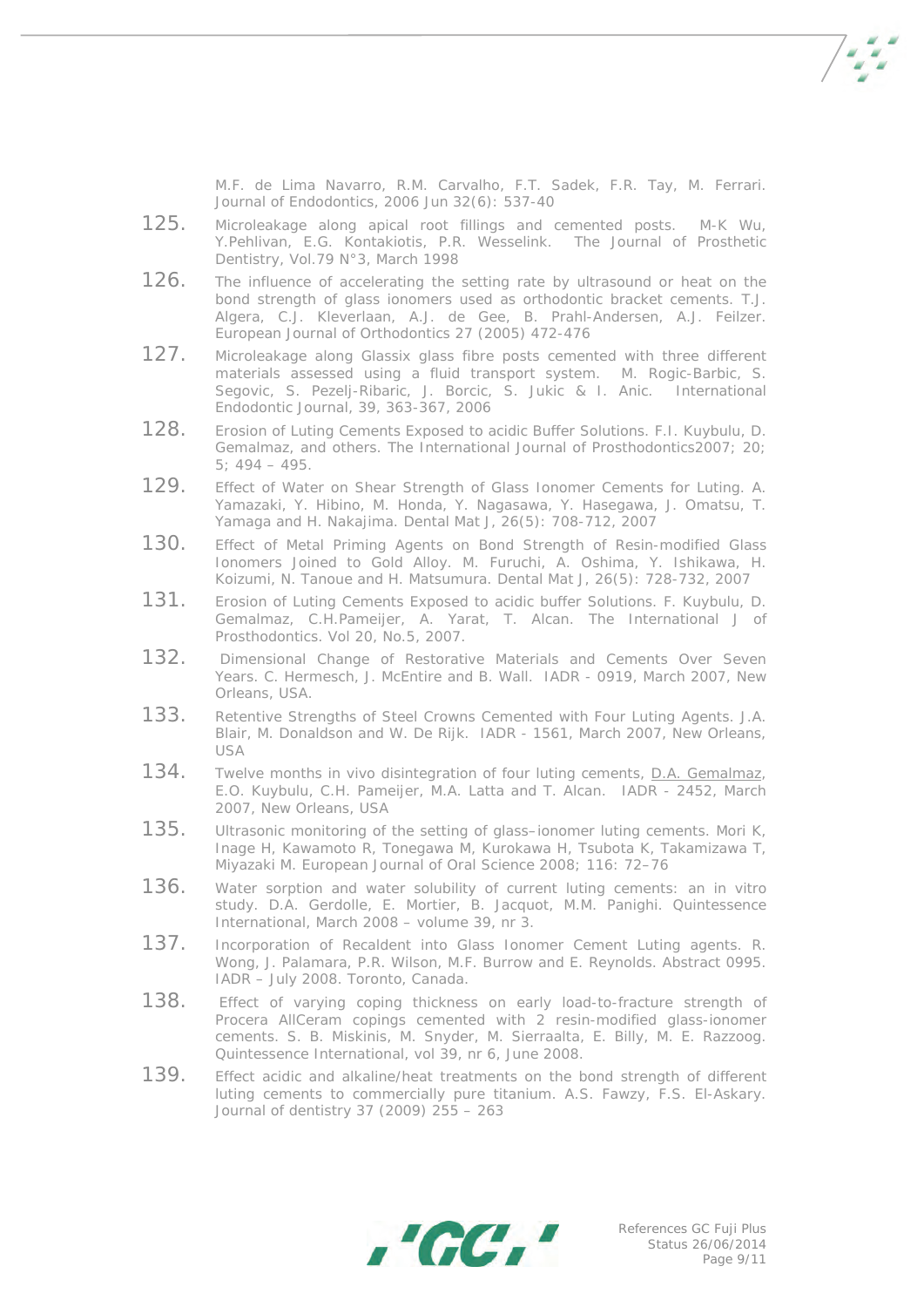M.F. de Lima Navarro, R.M. Carvalho, F.T. Sadek, F.R. Tay, M. Ferrari. Journal of Endodontics, 2006 Jun 32(6): 537-40

125. Microleakage along apical root fillings and cemented posts. M-K Wu, Y.Pehlivan, E.G. Kontakiotis, P.R. Wesselink. The Journal of Prosthetic Dentistry, Vol.79 N°3, March 1998

126. The influence of accelerating the setting rate by ultrasound or heat on the bond strength of glass ionomers used as orthodontic bracket cements. T.J. Algera, C.J. Kleverlaan, A.J. de Gee, B. Prahl-Andersen, A.J. Feilzer. European Journal of Orthodontics 27 (2005) 472-476

127. Microleakage along Glassix glass fibre posts cemented with three different materials assessed using a fluid transport system. M. Rogic-Barbic, S. Segovic, S. Pezelj-Ribaric, J. Borcic, S. Jukic & I. Anic. International Endodontic Journal, 39, 363-367, 2006

128. Erosion of Luting Cements Exposed to acidic Buffer Solutions. F.I. Kuybulu, D. Gemalmaz, and others. The International Journal of Prosthodontics2007; 20; 5; 494 – 495.

129. Effect of Water on Shear Strength of Glass Ionomer Cements for Luting. A. Yamazaki, Y. Hibino, M. Honda, Y. Nagasawa, Y. Hasegawa, J. Omatsu, T. Yamaga and H. Nakajima. Dental Mat J, 26(5): 708-712, 2007

130. Effect of Metal Priming Agents on Bond Strength of Resin-modified Glass Ionomers Joined to Gold Alloy. M. Furuchi, A. Oshima, Y. Ishikawa, H. Koizumi, N. Tanoue and H. Matsumura. Dental Mat J, 26(5): 728-732, 2007

131. Erosion of Luting Cements Exposed to acidic buffer Solutions. F. Kuybulu, D. Gemalmaz, C.H.Pameijer, A. Yarat, T. Alcan. The International J of Prosthodontics. Vol 20, No.5, 2007.

132. Dimensional Change of Restorative Materials and Cements Over Seven Years. C. Hermesch, J. McEntire and B. Wall. IADR - 0919, March 2007, New Orleans, USA.

133. Retentive Strengths of Steel Crowns Cemented with Four Luting Agents. J.A. Blair, M. Donaldson and W. De Rijk. IADR - 1561, March 2007, New Orleans, USA

134. Twelve months in vivo disintegration of four luting cements, D.A. Gemalmaz, E.O. Kuybulu, C.H. Pameijer, M.A. Latta and T. Alcan. IADR - 2452, March 2007, New Orleans, USA

135. Ultrasonic monitoring of the setting of glass–ionomer luting cements. Mori K, Inage H, Kawamoto R, Tonegawa M, Kurokawa H, Tsubota K, Takamizawa T, Miyazaki M. European Journal of Oral Science 2008; 116: 72–76

136. Water sorption and water solubility of current luting cements: an in vitro study. D.A. Gerdolle, E. Mortier, B. Jacquot, M.M. Panighi. Quintessence International, March 2008 – volume 39, nr 3.

137. Incorporation of Recaldent into Glass Ionomer Cement Luting agents. R. Wong, J. Palamara, P.R. Wilson, M.F. Burrow and E. Reynolds. Abstract 0995. IADR – July 2008. Toronto, Canada.

138. Effect of varying coping thickness on early load-to-fracture strength of Procera AllCeram copings cemented with 2 resin-modified glass-ionomer cements. S. B. Miskinis, M. Snyder, M. Sierraalta, E. Billy, M. E. Razzoog. Quintessence International, vol 39, nr 6, June 2008.

139. Effect acidic and alkaline/heat treatments on the bond strength of different luting cements to commercially pure titanium. A.S. Fawzy, F.S. El-Askary. Journal of dentistry 37 (2009) 255 – 263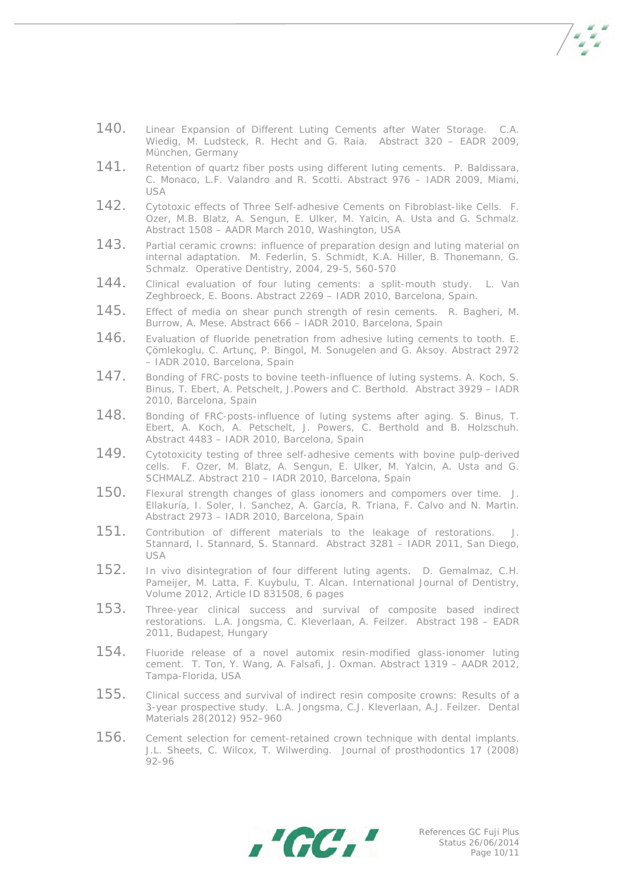140. Linear Expansion of Different Luting Cements after Water Storage. C.A. Wiedig, M. Ludsteck, R. Hecht and G. Raia. Abstract 320 – EADR 2009, München, Germany

141. Retention of quartz fiber posts using different luting cements. P. Baldissara, C. Monaco, L.F. Valandro and R. Scotti. Abstract 976 – IADR 2009, Miami, USA

142. Cytotoxic effects of Three Self-adhesive Cements on Fibroblast-like Cells. F. Ozer, M.B. Blatz, A. Sengun, E. Ulker, M. Yalcin, A. Usta and G. Schmalz. Abstract 1508 – AADR March 2010, Washington, USA

143. Partial ceramic crowns: influence of preparation design and luting material on internal adaptation. M. Federlin, S. Schmidt, K.A. Hiller, B. Thonemann, G. Schmalz. Operative Dentistry, 2004, 29-5, 560-570

144. Clinical evaluation of four luting cements: a split-mouth study. L. Van Zeghbroeck, E. Boons. Abstract 2269 – IADR 2010, Barcelona, Spain.

145. Effect of media on shear punch strength of resin cements. R. Bagheri, M. Burrow, A. Mese. Abstract 666 – IADR 2010, Barcelona, Spain

146. Evaluation of fluoride penetration from adhesive luting cements to tooth. E. Çömlekoglu, C. Artunç, P. Bingol, M. Sonugelen and G. Aksoy. Abstract 2972 – IADR 2010, Barcelona, Spain

147. Bonding of FRC-posts to bovine teeth-influence of luting systems. A. Koch, S. Binus, T. Ebert, A. Petschelt, J.Powers and C. Berthold. Abstract 3929 – IADR 2010, Barcelona, Spain

148. Bonding of FRC-posts-influence of luting systems after aging. S. Binus, T. Ebert, A. Koch, A. Petschelt, J. Powers, C. Berthold and B. Holzschuh. Abstract 4483 – IADR 2010, Barcelona, Spain

149. Cytotoxicity testing of three self-adhesive cements with bovine pulp-derived cells. F. Ozer, M. Blatz, A. Sengun, E. Ulker, M. Yalcin, A. Usta and G. SCHMALZ. Abstract 210 – IADR 2010, Barcelona, Spain

150. Flexural strength changes of glass ionomers and compomers over time. J. Ellakuría, I. Soler, I. Sanchez, A. García, R. Triana, F. Calvo and N. Martin. Abstract 2973 – IADR 2010, Barcelona, Spain

151. Contribution of different materials to the leakage of restorations. J. Stannard, I. Stannard, S. Stannard. Abstract 3281 – IADR 2011, San Diego, USA

152. In vivo disintegration of four different luting agents. D. Gemalmaz, C.H. Pameijer, M. Latta, F. Kuybulu, T. Alcan. International Journal of Dentistry, Volume 2012, Article ID 831508, 6 pages

153. Three-year clinical success and survival of composite based indirect restorations. L.A. Jongsma, C. Kleverlaan, A. Feilzer. Abstract 198 – EADR 2011, Budapest, Hungary

154. Fluoride release of a novel automix resin-modified glass-ionomer luting cement. T. Ton, Y. Wang, A. Falsafi, J. Oxman. Abstract 1319 – AADR 2012, Tampa-Florida, USA

155. Clinical success and survival of indirect resin composite crowns: Results of a 3-year prospective study. L.A. Jongsma, C.J. Kleverlaan, A.J. Feilzer. Dental Materials 28(2012) 952–960

156. Cement selection for cement-retained crown technique with dental implants. J.L. Sheets, C. Wilcox, T. Wilwerding. Journal of prosthodontics 17 (2008) 92-96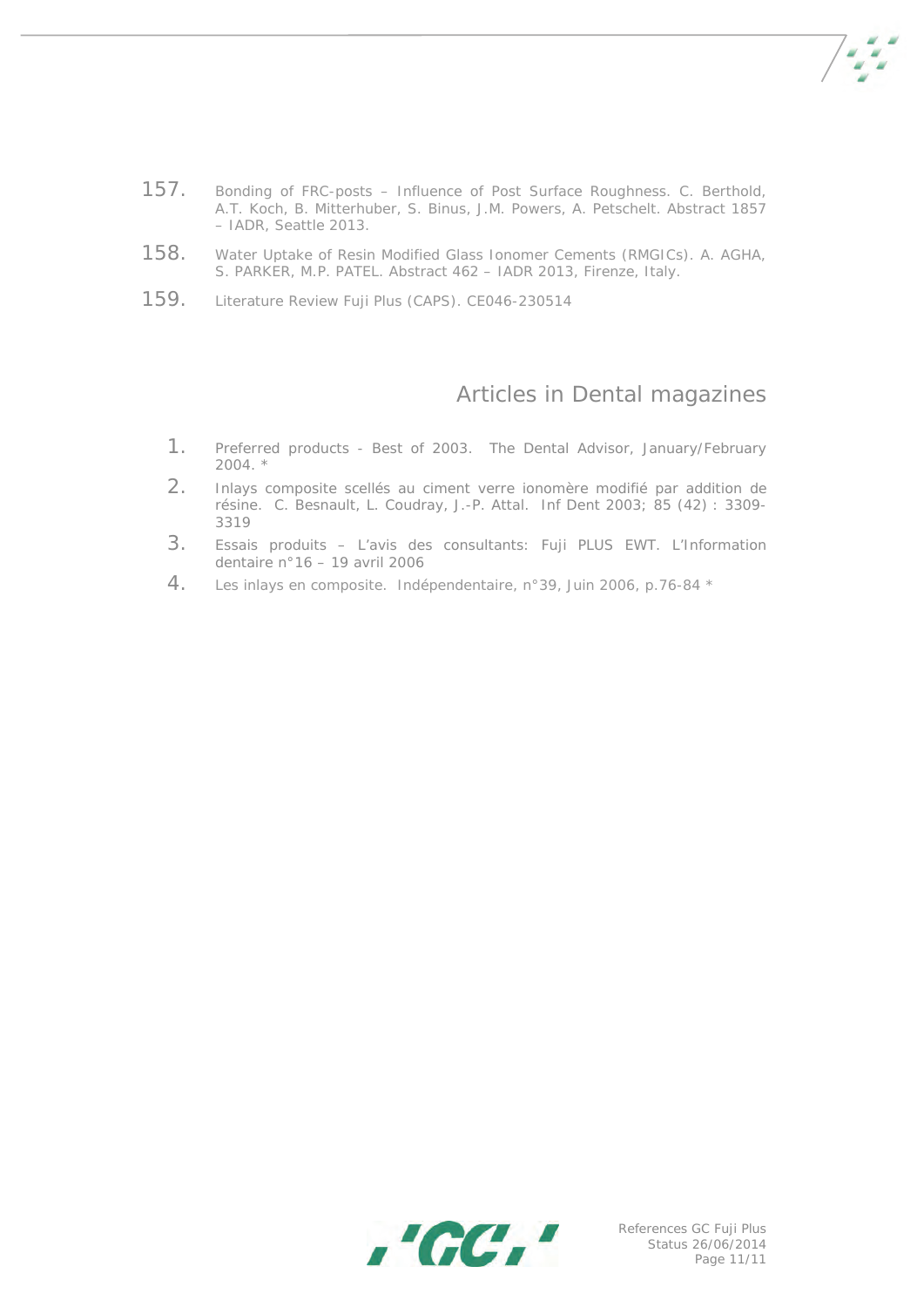157. Bonding of FRC-posts – Influence of Post Surface Roughness. C. Berthold, A.T. Koch, B. Mitterhuber, S. Binus, J.M. Powers, A. Petschelt. Abstract 1857 – IADR, Seattle 2013.
158. Water Uptake of Resin Modified Glass Ionomer Cements (RMGICs). A. AGHA, S. PARKER, M.P. PATEL. Abstract 462 – IADR 2013, Firenze, Italy.
159. Literature Review Fuji Plus (CAPS). CE046-230514

## Articles in Dental magazines

1. Preferred products - Best of 2003. The Dental Advisor, January/February 2004. *
2. Inlays composite scellés au ciment verre ionomère modifié par addition de résine. C. Besnault, L. Coudray, J.-P. Attal. Inf Dent 2003; 85 (42) : 3309-3319
3. Essais produits – L'avis des consultants: Fuji PLUS EWT. L'Information dentaire n°16 – 19 avril 2006
4. Les inlays en composite. Indépendentaire, n°39, Juin 2006, p.76-84 *